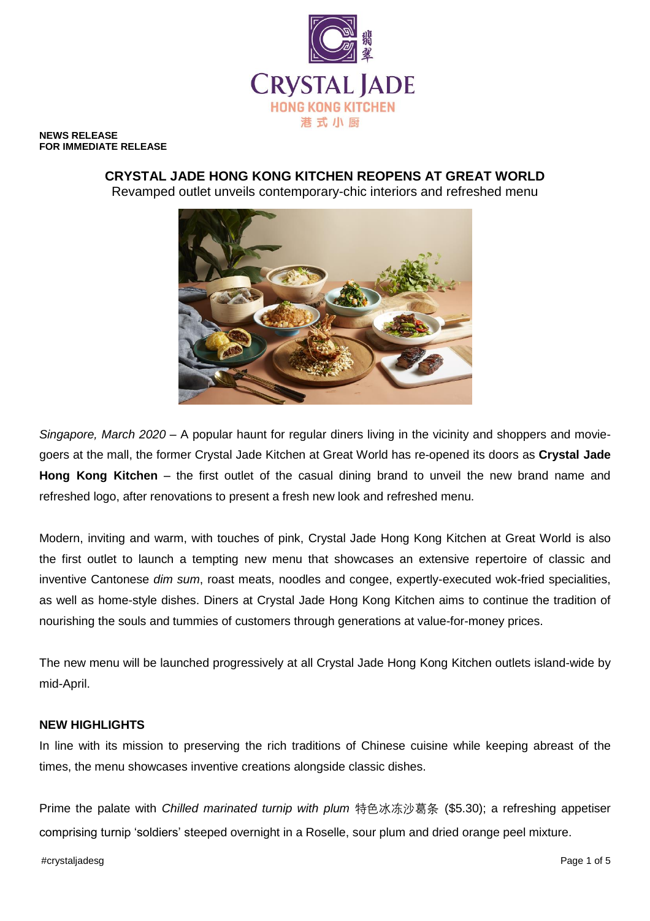**NEWS RELEASE**
**FOR IMMEDIATE RELEASE**

# CRYSTAL JADE HONG KONG KITCHEN REOPENS AT GREAT WORLD

Revamped outlet unveils contemporary-chic interiors and refreshed menu

*Singapore, March 2020* – A popular haunt for regular diners living in the vicinity and shoppers and movie-goers at the mall, the former Crystal Jade Kitchen at Great World has re-opened its doors as **Crystal Jade Hong Kong Kitchen** – the first outlet of the casual dining brand to unveil the new brand name and refreshed logo, after renovations to present a fresh new look and refreshed menu.

Modern, inviting and warm, with touches of pink, Crystal Jade Hong Kong Kitchen at Great World is also the first outlet to launch a tempting new menu that showcases an extensive repertoire of classic and inventive Cantonese *dim sum*, roast meats, noodles and congee, expertly-executed wok-fried specialities, as well as home-style dishes. Diners at Crystal Jade Hong Kong Kitchen aims to continue the tradition of nourishing the souls and tummies of customers through generations at value-for-money prices.

The new menu will be launched progressively at all Crystal Jade Hong Kong Kitchen outlets island-wide by mid-April.

## NEW HIGHLIGHTS

In line with its mission to preserving the rich traditions of Chinese cuisine while keeping abreast of the times, the menu showcases inventive creations alongside classic dishes.

Prime the palate with *Chilled marinated turnip with plum* 特色冰冻沙葛条 ($5.30); a refreshing appetiser comprising turnip 'soldiers' steeped overnight in a Roselle, sour plum and dried orange peel mixture.

#crystaljadesg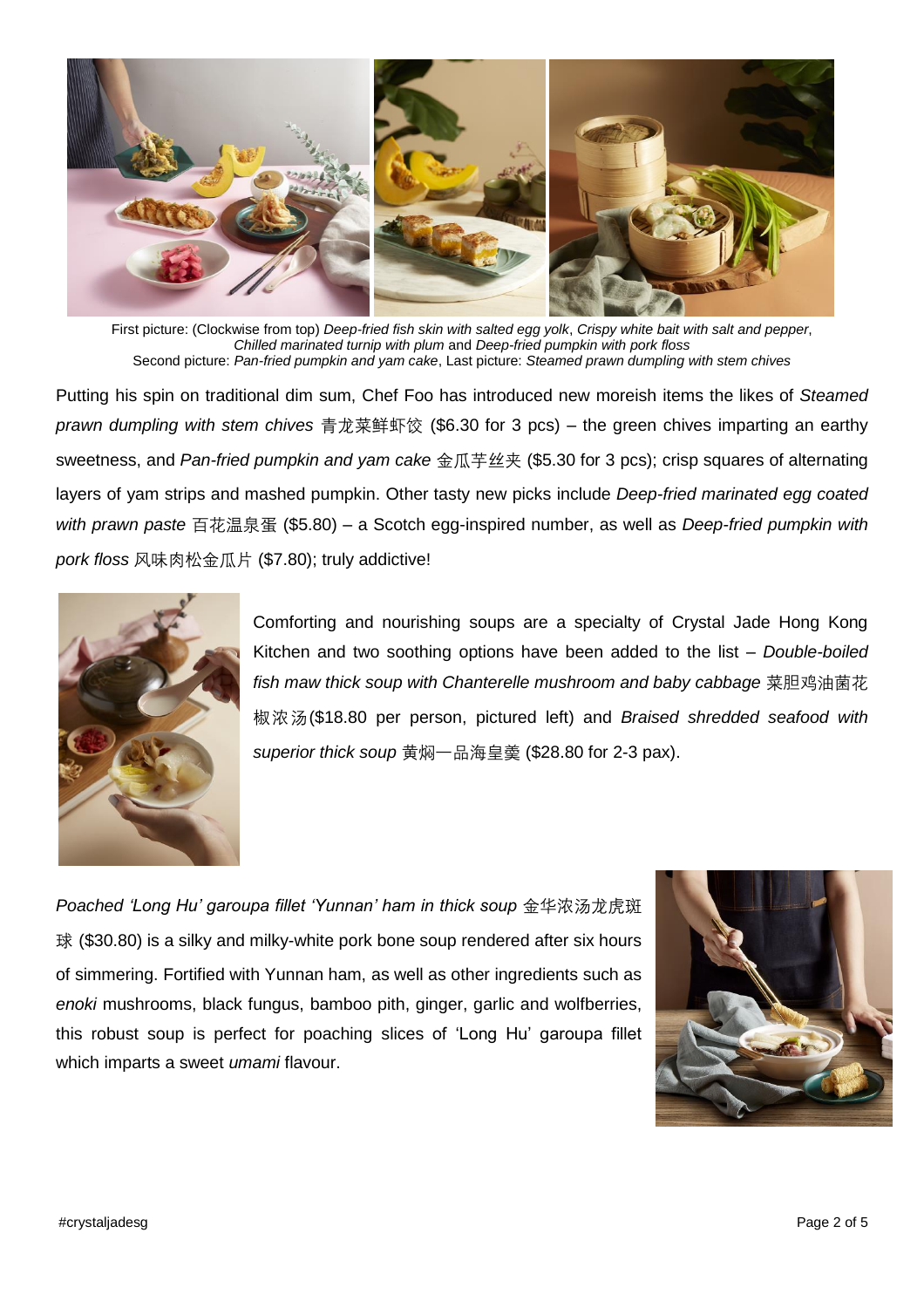First picture: (Clockwise from top) *Deep-fried fish skin with salted egg yolk*, *Crispy white bait with salt and pepper*, *Chilled marinated turnip with plum* and *Deep-fried pumpkin with pork floss*
Second picture: *Pan-fried pumpkin and yam cake*, Last picture: *Steamed prawn dumpling with stem chives*

Putting his spin on traditional dim sum, Chef Foo has introduced new moreish items the likes of *Steamed prawn dumpling with stem chives* 青龙菜鲜虾饺 ($6.30 for 3 pcs) – the green chives imparting an earthy sweetness, and *Pan-fried pumpkin and yam cake* 金瓜芋丝夹 ($5.30 for 3 pcs); crisp squares of alternating layers of yam strips and mashed pumpkin. Other tasty new picks include *Deep-fried marinated egg coated with prawn paste* 百花温泉蛋 ($5.80) – a Scotch egg-inspired number, as well as *Deep-fried pumpkin with pork floss* 风味肉松金瓜片 ($7.80); truly addictive!

Comforting and nourishing soups are a specialty of Crystal Jade Hong Kong Kitchen and two soothing options have been added to the list – *Double-boiled fish maw thick soup with Chanterelle mushroom and baby cabbage* 菜胆鸡油菌花椒浓汤($18.80 per person, pictured left) and *Braised shredded seafood with superior thick soup* 黄焖一品海皇羹 ($28.80 for 2-3 pax).

*Poached 'Long Hu' garoupa fillet 'Yunnan' ham in thick soup* 金华浓汤龙虎斑球 ($30.80) is a silky and milky-white pork bone soup rendered after six hours of simmering. Fortified with Yunnan ham, as well as other ingredients such as *enoki* mushrooms, black fungus, bamboo pith, ginger, garlic and wolfberries, this robust soup is perfect for poaching slices of 'Long Hu' garoupa fillet which imparts a sweet *umami* flavour.

#crystaljadesg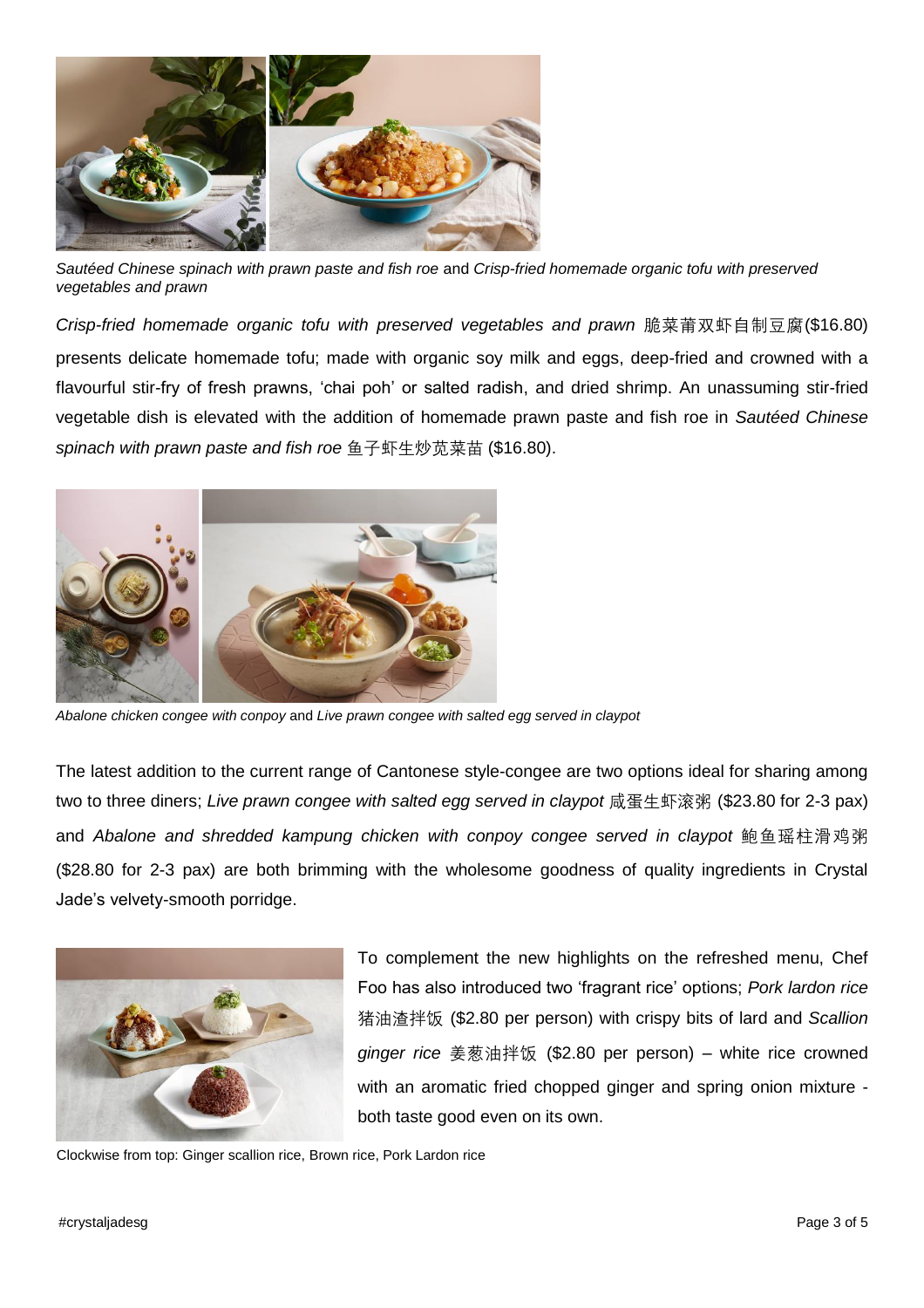*Sautéed Chinese spinach with prawn paste and fish roe* and *Crisp-fried homemade organic tofu with preserved vegetables and prawn*

*Crisp-fried homemade organic tofu with preserved vegetables and prawn* 脆菜莆双虾自制豆腐($16.80) presents delicate homemade tofu; made with organic soy milk and eggs, deep-fried and crowned with a flavourful stir-fry of fresh prawns, 'chai poh' or salted radish, and dried shrimp. An unassuming stir-fried vegetable dish is elevated with the addition of homemade prawn paste and fish roe in *Sautéed Chinese spinach with prawn paste and fish roe* 鱼子虾生炒苋菜苗 ($16.80).

*Abalone chicken congee with conpoy* and *Live prawn congee with salted egg served in claypot*

The latest addition to the current range of Cantonese style-congee are two options ideal for sharing among two to three diners; *Live prawn congee with salted egg served in claypot* 咸蛋生虾滚粥 ($23.80 for 2-3 pax) and *Abalone and shredded kampung chicken with conpoy congee served in claypot* 鲍鱼瑶柱滑鸡粥 ($28.80 for 2-3 pax) are both brimming with the wholesome goodness of quality ingredients in Crystal Jade's velvety-smooth porridge.

To complement the new highlights on the refreshed menu, Chef Foo has also introduced two 'fragrant rice' options; *Pork lardon rice* 猪油渣拌饭 ($2.80 per person) with crispy bits of lard and *Scallion ginger rice* 姜葱油拌饭 ($2.80 per person) – white rice crowned with an aromatic fried chopped ginger and spring onion mixture - both taste good even on its own.

Clockwise from top: Ginger scallion rice, Brown rice, Pork Lardon rice

#crystaljadesg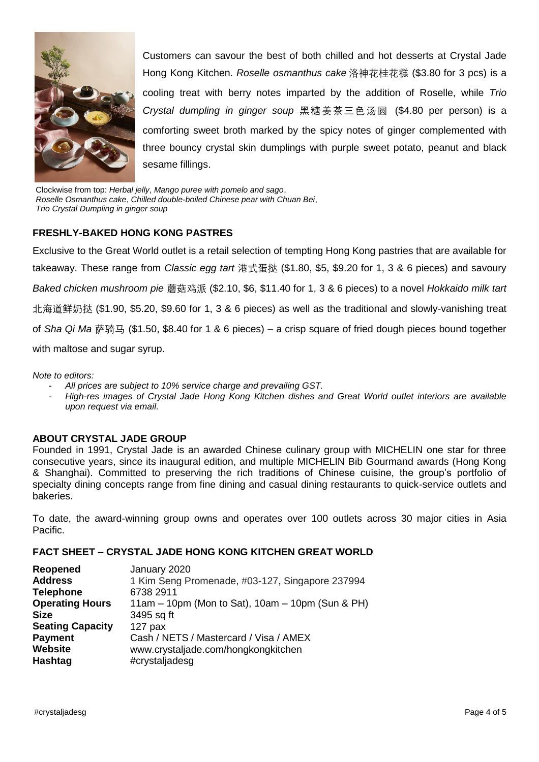Customers can savour the best of both chilled and hot desserts at Crystal Jade Hong Kong Kitchen. *Roselle osmanthus cake* 洛神花桂花糕 ($3.80 for 3 pcs) is a cooling treat with berry notes imparted by the addition of Roselle, while *Trio Crystal dumpling in ginger soup* 黑糖姜茶三色汤圆 ($4.80 per person) is a comforting sweet broth marked by the spicy notes of ginger complemented with three bouncy crystal skin dumplings with purple sweet potato, peanut and black sesame fillings.

Clockwise from top: *Herbal jelly*, *Mango puree with pomelo and sago*, *Roselle Osmanthus cake*, *Chilled double-boiled Chinese pear with Chuan Bei*, *Trio Crystal Dumpling in ginger soup*

**FRESHLY-BAKED HONG KONG PASTRES**

Exclusive to the Great World outlet is a retail selection of tempting Hong Kong pastries that are available for takeaway. These range from *Classic egg tart* 港式蛋挞 ($1.80, $5, $9.20 for 1, 3 & 6 pieces) and savoury *Baked chicken mushroom pie* 蘑菇鸡派 ($2.10, $6, $11.40 for 1, 3 & 6 pieces) to a novel *Hokkaido milk tart* 北海道鲜奶挞 ($1.90, $5.20, $9.60 for 1, 3 & 6 pieces) as well as the traditional and slowly-vanishing treat of *Sha Qi Ma* 萨骑马 ($1.50, $8.40 for 1 & 6 pieces) – a crisp square of fried dough pieces bound together with maltose and sugar syrup.

*Note to editors:*

- *All prices are subject to 10% service charge and prevailing GST.*
- *High-res images of Crystal Jade Hong Kong Kitchen dishes and Great World outlet interiors are available upon request via email.*

**ABOUT CRYSTAL JADE GROUP**

Founded in 1991, Crystal Jade is an awarded Chinese culinary group with MICHELIN one star for three consecutive years, since its inaugural edition, and multiple MICHELIN Bib Gourmand awards (Hong Kong & Shanghai). Committed to preserving the rich traditions of Chinese cuisine, the group's portfolio of specialty dining concepts range from fine dining and casual dining restaurants to quick-service outlets and bakeries.

To date, the award-winning group owns and operates over 100 outlets across 30 major cities in Asia Pacific.

**FACT SHEET – CRYSTAL JADE HONG KONG KITCHEN GREAT WORLD**

| | |
|---|---|
| **Reopened** | January 2020 |
| **Address** | 1 Kim Seng Promenade, #03-127, Singapore 237994 |
| **Telephone** | 6738 2911 |
| **Operating Hours** | 11am – 10pm (Mon to Sat), 10am – 10pm (Sun & PH) |
| **Size** | 3495 sq ft |
| **Seating Capacity** | 127 pax |
| **Payment** | Cash / NETS / Mastercard / Visa / AMEX |
| **Website** | www.crystaljade.com/hongkongkitchen |
| **Hashtag** | #crystaljadesg |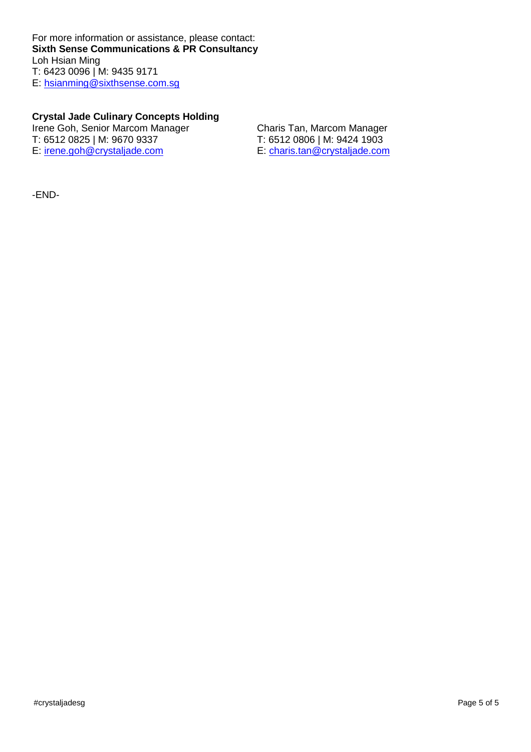For more information or assistance, please contact:

**Sixth Sense Communications & PR Consultancy**
Loh Hsian Ming
T: 6423 0096 | M: 9435 9171
E: hsianming@sixthsense.com.sg

**Crystal Jade Culinary Concepts Holding**

Irene Goh, Senior Marcom Manager
T: 6512 0825 | M: 9670 9337
E: irene.goh@crystaljade.com

Charis Tan, Marcom Manager
T: 6512 0806 | M: 9424 1903
E: charis.tan@crystaljade.com

-END-

#crystaljadesg